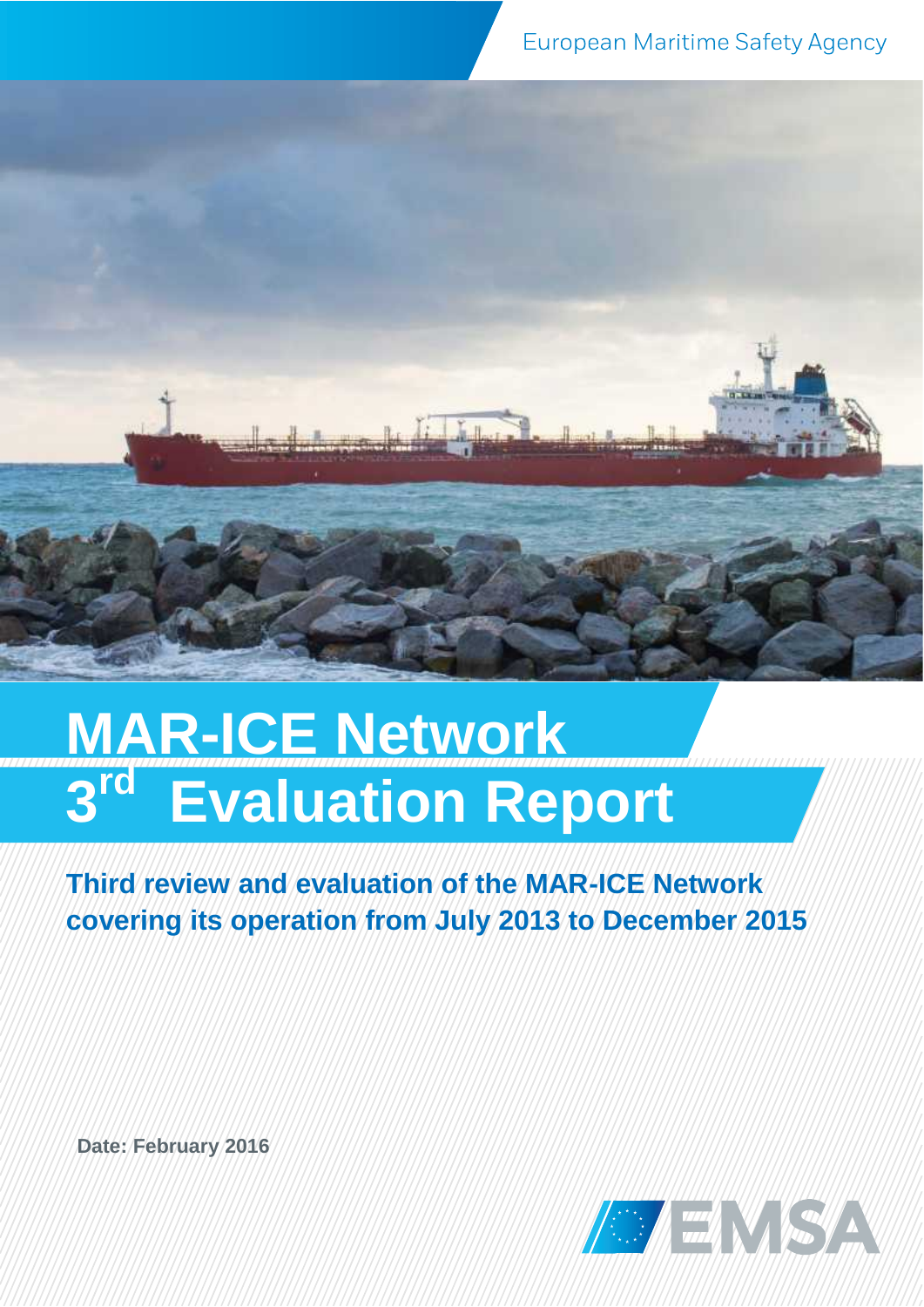European Maritime Safety Agency

# MAR-ICE Network 3rd Evaluation Report

**Third review and evaluation of the MAR-ICE Network covering its operation from July 2013 to December 2015**

**Date: February 2016**

EMSA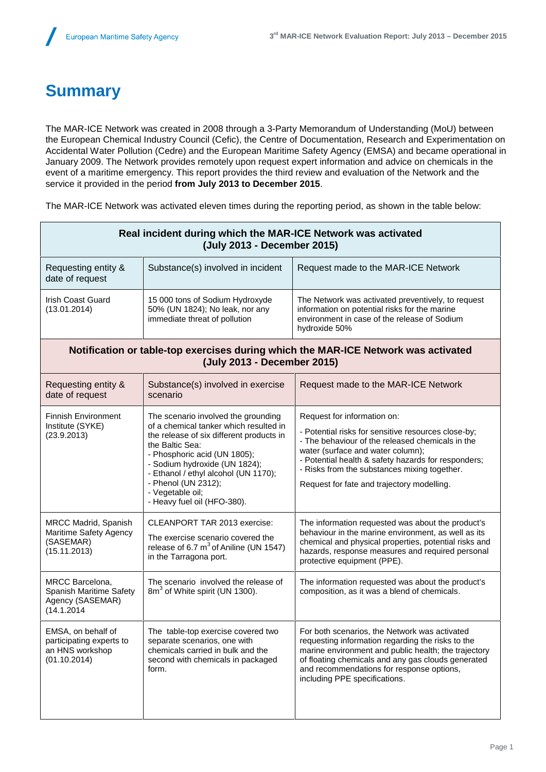# Summary

The MAR-ICE Network was created in 2008 through a 3-Party Memorandum of Understanding (MoU) between the European Chemical Industry Council (Cefic), the Centre of Documentation, Research and Experimentation on Accidental Water Pollution (Cedre) and the European Maritime Safety Agency (EMSA) and became operational in January 2009. The Network provides remotely upon request expert information and advice on chemicals in the event of a maritime emergency. This report provides the third review and evaluation of the Network and the service it provided in the period **from July 2013 to December 2015**.

The MAR-ICE Network was activated eleven times during the reporting period, as shown in the table below:

| **Real incident during which the MAR-ICE Network was activated (July 2013 - December 2015)** | | |
|---|---|---|
| Requesting entity & date of request | Substance(s) involved in incident | Request made to the MAR-ICE Network |
| Irish Coast Guard (13.01.2014) | 15 000 tons of Sodium Hydroxyde 50% (UN 1824); No leak, nor any immediate threat of pollution | The Network was activated preventively, to request information on potential risks for the marine environment in case of the release of Sodium hydroxide 50% |
| **Notification or table-top exercises during which the MAR-ICE Network was activated (July 2013 - December 2015)** | | |
| Requesting entity & date of request | Substance(s) involved in exercise scenario | Request made to the MAR-ICE Network |
| Finnish Environment Institute (SYKE) (23.9.2013) | The scenario involved the grounding of a chemical tanker which resulted in the release of six different products in the Baltic Sea:<br>- Phosphoric acid (UN 1805);<br>- Sodium hydroxide (UN 1824);<br>- Ethanol / ethyl alcohol (UN 1170);<br>- Phenol (UN 2312);<br>- Vegetable oil;<br>- Heavy fuel oil (HFO-380). | Request for information on:<br>- Potential risks for sensitive resources close-by;<br>- The behaviour of the released chemicals in the water (surface and water column);<br>- Potential health & safety hazards for responders;<br>- Risks from the substances mixing together.<br>Request for fate and trajectory modelling. |
| MRCC Madrid, Spanish Maritime Safety Agency (SASEMAR) (15.11.2013) | CLEANPORT TAR 2013 exercise:<br>The exercise scenario covered the release of 6.7 $m^3$ of Aniline (UN 1547) in the Tarragona port. | The information requested was about the product's behaviour in the marine environment, as well as its chemical and physical properties, potential risks and hazards, response measures and required personal protective equipment (PPE). |
| MRCC Barcelona, Spanish Maritime Safety Agency (SASEMAR) (14.1.2014 | The scenario involved the release of 8$m^3$ of White spirit (UN 1300). | The information requested was about the product's composition, as it was a blend of chemicals. |
| EMSA, on behalf of participating experts to an HNS workshop (01.10.2014) | The table-top exercise covered two separate scenarios, one with chemicals carried in bulk and the second with chemicals in packaged form. | For both scenarios, the Network was activated requesting information regarding the risks to the marine environment and public health; the trajectory of floating chemicals and any gas clouds generated and recommendations for response options, including PPE specifications. |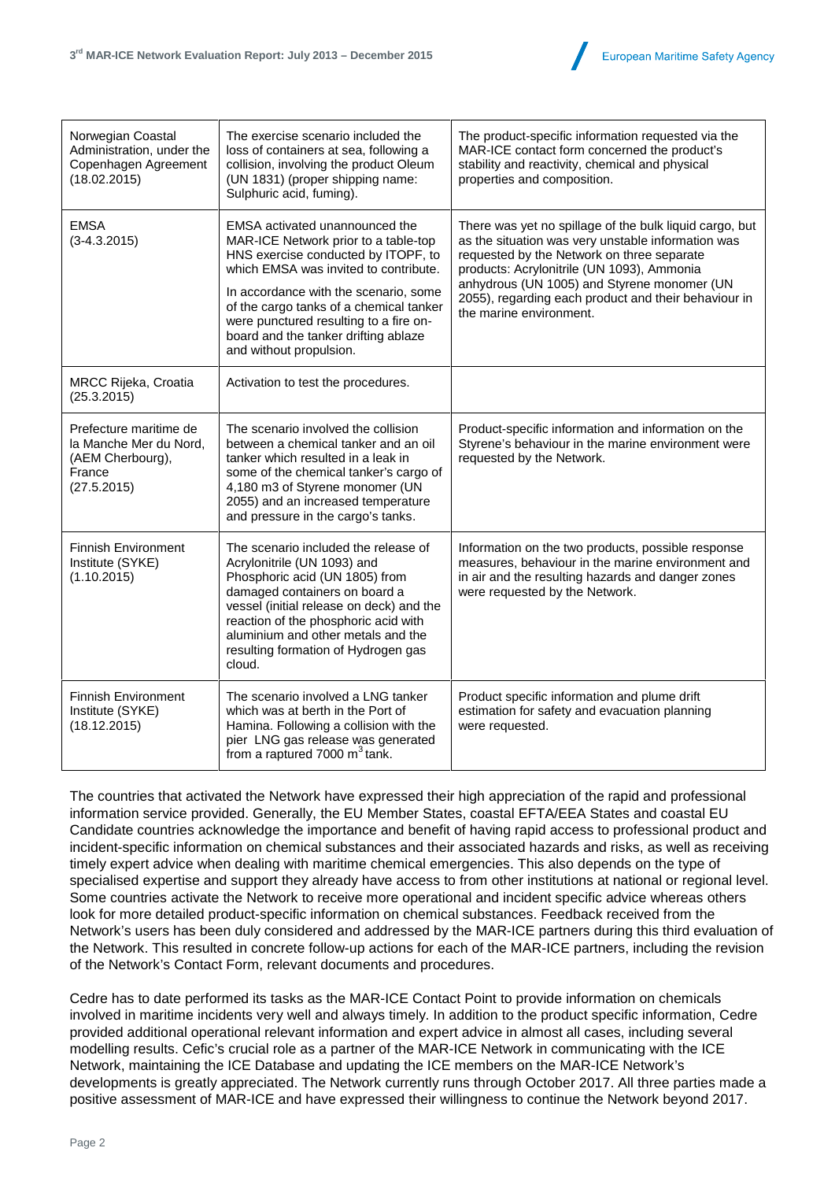| | | |
|---|---|---|
| Norwegian Coastal Administration, under the Copenhagen Agreement (18.02.2015) | The exercise scenario included the loss of containers at sea, following a collision, involving the product Oleum (UN 1831) (proper shipping name: Sulphuric acid, fuming). | The product-specific information requested via the MAR-ICE contact form concerned the product's stability and reactivity, chemical and physical properties and composition. |
| EMSA (3-4.3.2015) | EMSA activated unannounced the MAR-ICE Network prior to a table-top HNS exercise conducted by ITOPF, to which EMSA was invited to contribute. In accordance with the scenario, some of the cargo tanks of a chemical tanker were punctured resulting to a fire on-board and the tanker drifting ablaze and without propulsion. | There was yet no spillage of the bulk liquid cargo, but as the situation was very unstable information was requested by the Network on three separate products: Acrylonitrile (UN 1093), Ammonia anhydrous (UN 1005) and Styrene monomer (UN 2055), regarding each product and their behaviour in the marine environment. |
| MRCC Rijeka, Croatia (25.3.2015) | Activation to test the procedures. | |
| Prefecture maritime de la Manche Mer du Nord, (AEM Cherbourg), France (27.5.2015) | The scenario involved the collision between a chemical tanker and an oil tanker which resulted in a leak in some of the chemical tanker's cargo of 4,180 m3 of Styrene monomer (UN 2055) and an increased temperature and pressure in the cargo's tanks. | Product-specific information and information on the Styrene's behaviour in the marine environment were requested by the Network. |
| Finnish Environment Institute (SYKE) (1.10.2015) | The scenario included the release of Acrylonitrile (UN 1093) and Phosphoric acid (UN 1805) from damaged containers on board a vessel (initial release on deck) and the reaction of the phosphoric acid with aluminium and other metals and the resulting formation of Hydrogen gas cloud. | Information on the two products, possible response measures, behaviour in the marine environment and in air and the resulting hazards and danger zones were requested by the Network. |
| Finnish Environment Institute (SYKE) (18.12.2015) | The scenario involved a LNG tanker which was at berth in the Port of Hamina. Following a collision with the pier LNG gas release was generated from a raptured 7000 $m^3$ tank. | Product specific information and plume drift estimation for safety and evacuation planning were requested. |

The countries that activated the Network have expressed their high appreciation of the rapid and professional information service provided. Generally, the EU Member States, coastal EFTA/EEA States and coastal EU Candidate countries acknowledge the importance and benefit of having rapid access to professional product and incident-specific information on chemical substances and their associated hazards and risks, as well as receiving timely expert advice when dealing with maritime chemical emergencies. This also depends on the type of specialised expertise and support they already have access to from other institutions at national or regional level. Some countries activate the Network to receive more operational and incident specific advice whereas others look for more detailed product-specific information on chemical substances. Feedback received from the Network's users has been duly considered and addressed by the MAR-ICE partners during this third evaluation of the Network. This resulted in concrete follow-up actions for each of the MAR-ICE partners, including the revision of the Network's Contact Form, relevant documents and procedures.

Cedre has to date performed its tasks as the MAR-ICE Contact Point to provide information on chemicals involved in maritime incidents very well and always timely. In addition to the product specific information, Cedre provided additional operational relevant information and expert advice in almost all cases, including several modelling results. Cefic's crucial role as a partner of the MAR-ICE Network in communicating with the ICE Network, maintaining the ICE Database and updating the ICE members on the MAR-ICE Network's developments is greatly appreciated. The Network currently runs through October 2017. All three parties made a positive assessment of MAR-ICE and have expressed their willingness to continue the Network beyond 2017.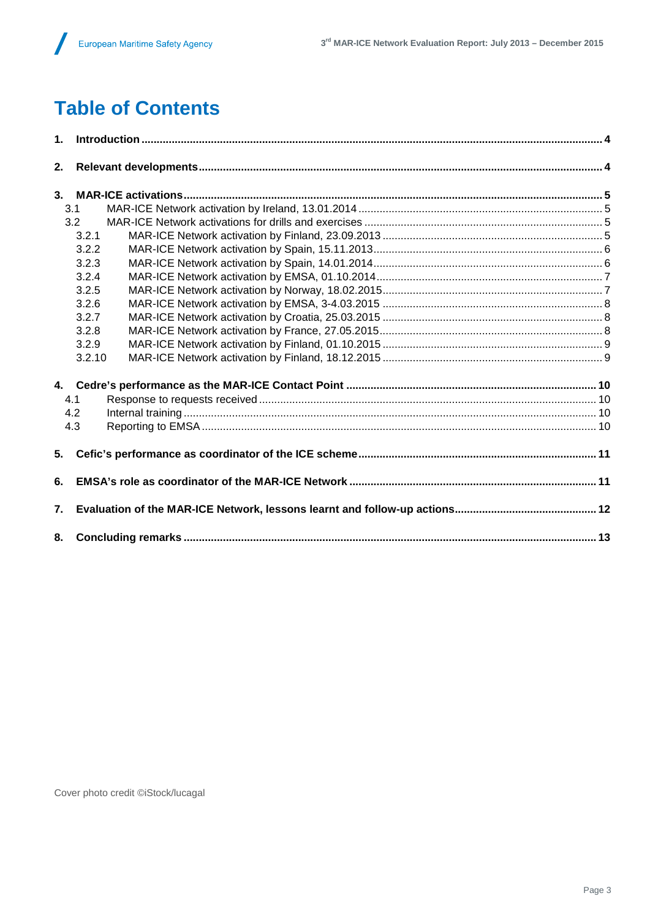# Table of Contents

| | | |
|---|---|---|
| **1.** | **Introduction** | **4** |
| **2.** | **Relevant developments** | **4** |
| **3.** | **MAR-ICE activations** | **5** |
| 3.1 | MAR-ICE Network activation by Ireland, 13.01.2014 | 5 |
| 3.2 | MAR-ICE Network activations for drills and exercises | 5 |
| 3.2.1 | MAR-ICE Network activation by Finland, 23.09.2013 | 5 |
| 3.2.2 | MAR-ICE Network activation by Spain, 15.11.2013 | 6 |
| 3.2.3 | MAR-ICE Network activation by Spain, 14.01.2014 | 6 |
| 3.2.4 | MAR-ICE Network activation by EMSA, 01.10.2014 | 7 |
| 3.2.5 | MAR-ICE Network activation by Norway, 18.02.2015 | 7 |
| 3.2.6 | MAR-ICE Network activation by EMSA, 3-4.03.2015 | 8 |
| 3.2.7 | MAR-ICE Network activation by Croatia, 25.03.2015 | 8 |
| 3.2.8 | MAR-ICE Network activation by France, 27.05.2015 | 8 |
| 3.2.9 | MAR-ICE Network activation by Finland, 01.10.2015 | 9 |
| 3.2.10 | MAR-ICE Network activation by Finland, 18.12.2015 | 9 |
| **4.** | **Cedre's performance as the MAR-ICE Contact Point** | **10** |
| 4.1 | Response to requests received | 10 |
| 4.2 | Internal training | 10 |
| 4.3 | Reporting to EMSA | 10 |
| **5.** | **Cefic's performance as coordinator of the ICE scheme** | **11** |
| **6.** | **EMSA's role as coordinator of the MAR-ICE Network** | **11** |
| **7.** | **Evaluation of the MAR-ICE Network, lessons learnt and follow-up actions** | **12** |
| **8.** | **Concluding remarks** | **13** |

Cover photo credit ©iStock/lucagal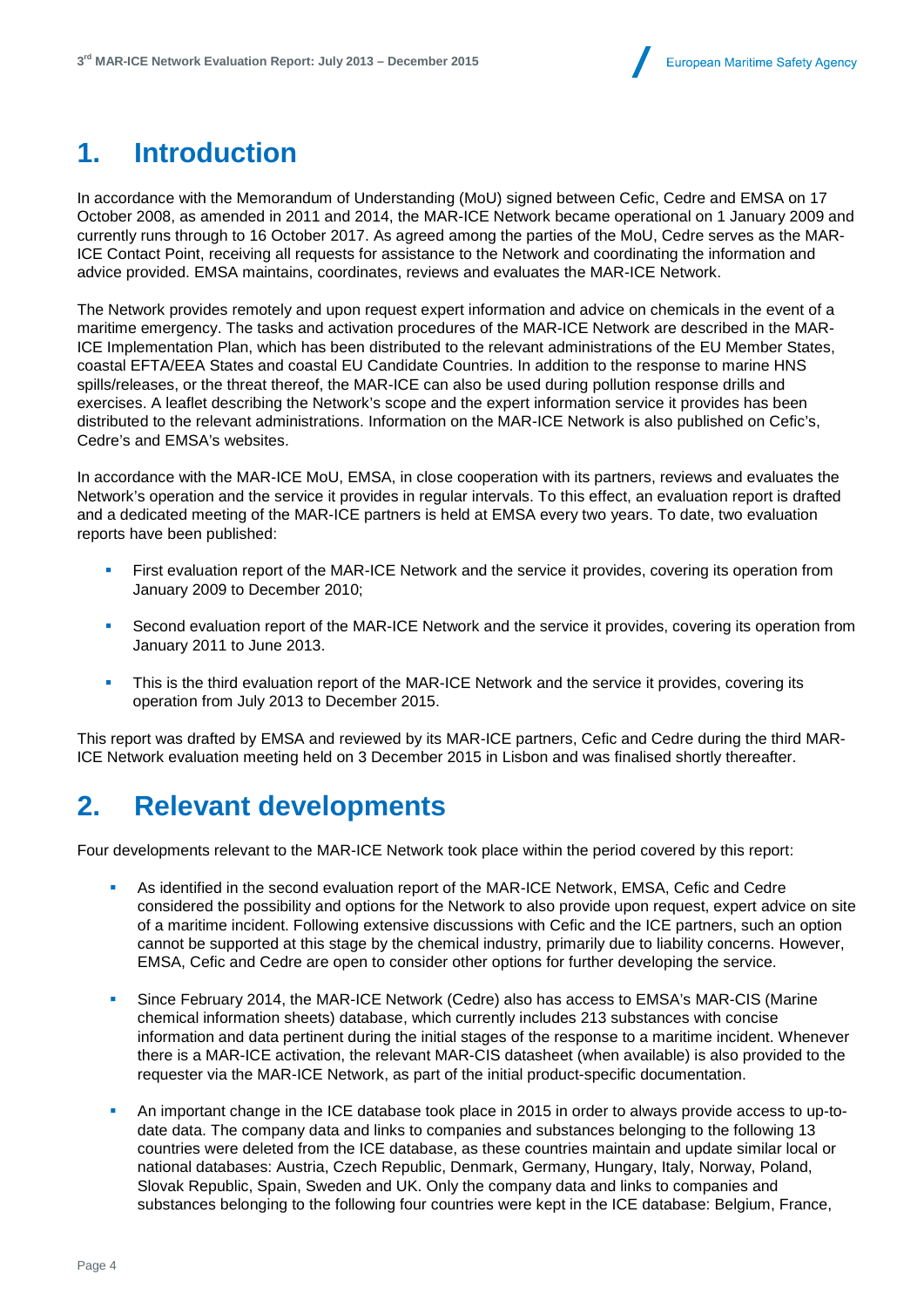# 1. Introduction

In accordance with the Memorandum of Understanding (MoU) signed between Cefic, Cedre and EMSA on 17 October 2008, as amended in 2011 and 2014, the MAR-ICE Network became operational on 1 January 2009 and currently runs through to 16 October 2017. As agreed among the parties of the MoU, Cedre serves as the MAR-ICE Contact Point, receiving all requests for assistance to the Network and coordinating the information and advice provided. EMSA maintains, coordinates, reviews and evaluates the MAR-ICE Network.

The Network provides remotely and upon request expert information and advice on chemicals in the event of a maritime emergency. The tasks and activation procedures of the MAR-ICE Network are described in the MAR-ICE Implementation Plan, which has been distributed to the relevant administrations of the EU Member States, coastal EFTA/EEA States and coastal EU Candidate Countries. In addition to the response to marine HNS spills/releases, or the threat thereof, the MAR-ICE can also be used during pollution response drills and exercises. A leaflet describing the Network's scope and the expert information service it provides has been distributed to the relevant administrations. Information on the MAR-ICE Network is also published on Cefic's, Cedre's and EMSA's websites.

In accordance with the MAR-ICE MoU, EMSA, in close cooperation with its partners, reviews and evaluates the Network's operation and the service it provides in regular intervals. To this effect, an evaluation report is drafted and a dedicated meeting of the MAR-ICE partners is held at EMSA every two years. To date, two evaluation reports have been published:

- First evaluation report of the MAR-ICE Network and the service it provides, covering its operation from January 2009 to December 2010;
- Second evaluation report of the MAR-ICE Network and the service it provides, covering its operation from January 2011 to June 2013.
- This is the third evaluation report of the MAR-ICE Network and the service it provides, covering its operation from July 2013 to December 2015.

This report was drafted by EMSA and reviewed by its MAR-ICE partners, Cefic and Cedre during the third MAR-ICE Network evaluation meeting held on 3 December 2015 in Lisbon and was finalised shortly thereafter.

# 2. Relevant developments

Four developments relevant to the MAR-ICE Network took place within the period covered by this report:

- As identified in the second evaluation report of the MAR-ICE Network, EMSA, Cefic and Cedre considered the possibility and options for the Network to also provide upon request, expert advice on site of a maritime incident. Following extensive discussions with Cefic and the ICE partners, such an option cannot be supported at this stage by the chemical industry, primarily due to liability concerns. However, EMSA, Cefic and Cedre are open to consider other options for further developing the service.
- Since February 2014, the MAR-ICE Network (Cedre) also has access to EMSA's MAR-CIS (Marine chemical information sheets) database, which currently includes 213 substances with concise information and data pertinent during the initial stages of the response to a maritime incident. Whenever there is a MAR-ICE activation, the relevant MAR-CIS datasheet (when available) is also provided to the requester via the MAR-ICE Network, as part of the initial product-specific documentation.
- An important change in the ICE database took place in 2015 in order to always provide access to up-to-date data. The company data and links to companies and substances belonging to the following 13 countries were deleted from the ICE database, as these countries maintain and update similar local or national databases: Austria, Czech Republic, Denmark, Germany, Hungary, Italy, Norway, Poland, Slovak Republic, Spain, Sweden and UK. Only the company data and links to companies and substances belonging to the following four countries were kept in the ICE database: Belgium, France,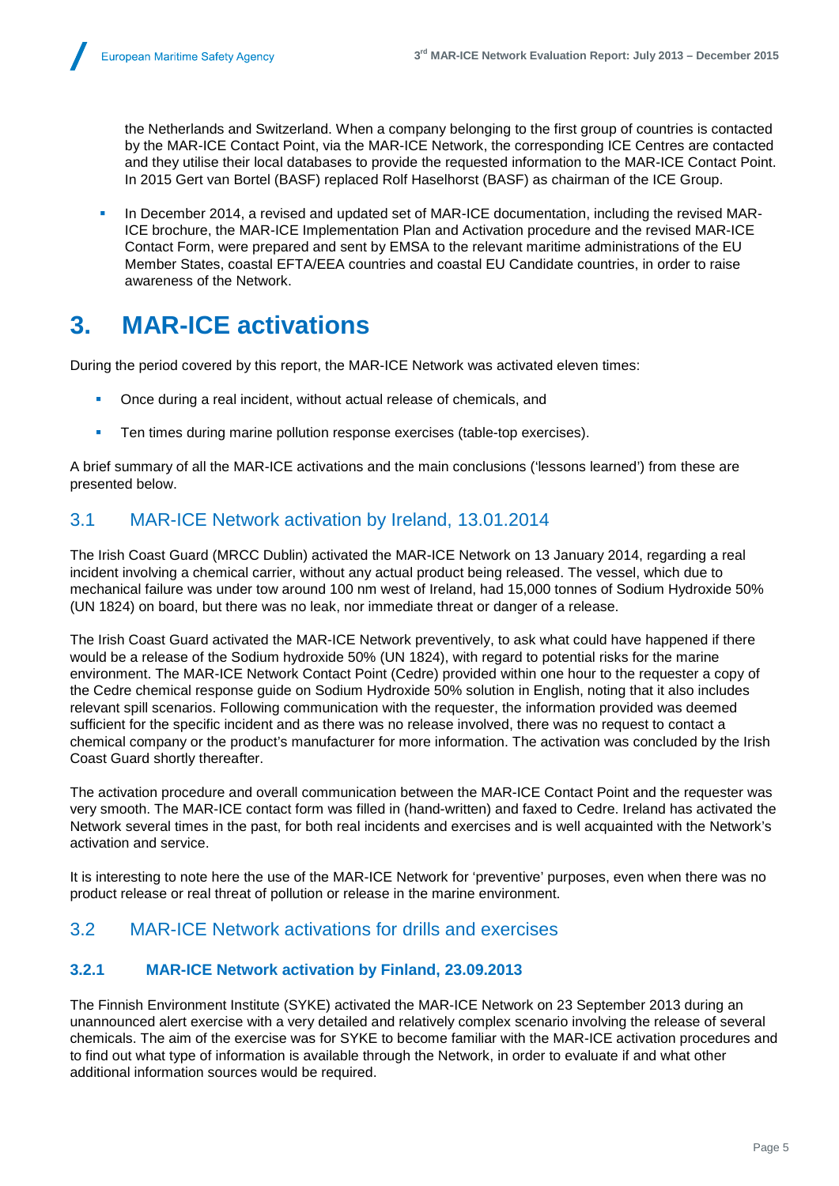the Netherlands and Switzerland. When a company belonging to the first group of countries is contacted by the MAR-ICE Contact Point, via the MAR-ICE Network, the corresponding ICE Centres are contacted and they utilise their local databases to provide the requested information to the MAR-ICE Contact Point. In 2015 Gert van Bortel (BASF) replaced Rolf Haselhorst (BASF) as chairman of the ICE Group.

- In December 2014, a revised and updated set of MAR-ICE documentation, including the revised MAR-ICE brochure, the MAR-ICE Implementation Plan and Activation procedure and the revised MAR-ICE Contact Form, were prepared and sent by EMSA to the relevant maritime administrations of the EU Member States, coastal EFTA/EEA countries and coastal EU Candidate countries, in order to raise awareness of the Network.

# 3. MAR-ICE activations

During the period covered by this report, the MAR-ICE Network was activated eleven times:

- Once during a real incident, without actual release of chemicals, and
- Ten times during marine pollution response exercises (table-top exercises).

A brief summary of all the MAR-ICE activations and the main conclusions ('lessons learned') from these are presented below.

## 3.1 MAR-ICE Network activation by Ireland, 13.01.2014

The Irish Coast Guard (MRCC Dublin) activated the MAR-ICE Network on 13 January 2014, regarding a real incident involving a chemical carrier, without any actual product being released. The vessel, which due to mechanical failure was under tow around 100 nm west of Ireland, had 15,000 tonnes of Sodium Hydroxide 50% (UN 1824) on board, but there was no leak, nor immediate threat or danger of a release.

The Irish Coast Guard activated the MAR-ICE Network preventively, to ask what could have happened if there would be a release of the Sodium hydroxide 50% (UN 1824), with regard to potential risks for the marine environment. The MAR-ICE Network Contact Point (Cedre) provided within one hour to the requester a copy of the Cedre chemical response guide on Sodium Hydroxide 50% solution in English, noting that it also includes relevant spill scenarios. Following communication with the requester, the information provided was deemed sufficient for the specific incident and as there was no release involved, there was no request to contact a chemical company or the product's manufacturer for more information. The activation was concluded by the Irish Coast Guard shortly thereafter.

The activation procedure and overall communication between the MAR-ICE Contact Point and the requester was very smooth. The MAR-ICE contact form was filled in (hand-written) and faxed to Cedre. Ireland has activated the Network several times in the past, for both real incidents and exercises and is well acquainted with the Network's activation and service.

It is interesting to note here the use of the MAR-ICE Network for 'preventive' purposes, even when there was no product release or real threat of pollution or release in the marine environment.

## 3.2 MAR-ICE Network activations for drills and exercises

### 3.2.1 MAR-ICE Network activation by Finland, 23.09.2013

The Finnish Environment Institute (SYKE) activated the MAR-ICE Network on 23 September 2013 during an unannounced alert exercise with a very detailed and relatively complex scenario involving the release of several chemicals. The aim of the exercise was for SYKE to become familiar with the MAR-ICE activation procedures and to find out what type of information is available through the Network, in order to evaluate if and what other additional information sources would be required.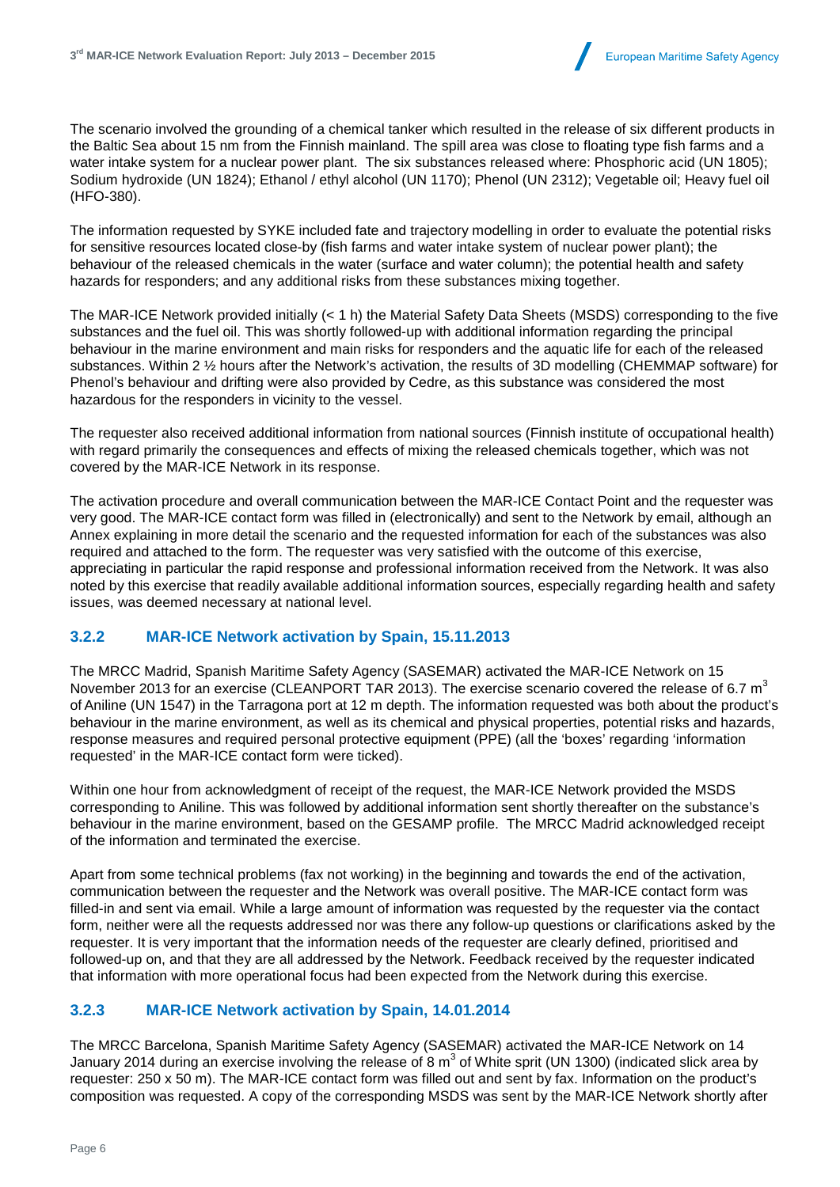The scenario involved the grounding of a chemical tanker which resulted in the release of six different products in the Baltic Sea about 15 nm from the Finnish mainland. The spill area was close to floating type fish farms and a water intake system for a nuclear power plant. The six substances released where: Phosphoric acid (UN 1805); Sodium hydroxide (UN 1824); Ethanol / ethyl alcohol (UN 1170); Phenol (UN 2312); Vegetable oil; Heavy fuel oil (HFO-380).

The information requested by SYKE included fate and trajectory modelling in order to evaluate the potential risks for sensitive resources located close-by (fish farms and water intake system of nuclear power plant); the behaviour of the released chemicals in the water (surface and water column); the potential health and safety hazards for responders; and any additional risks from these substances mixing together.

The MAR-ICE Network provided initially (< 1 h) the Material Safety Data Sheets (MSDS) corresponding to the five substances and the fuel oil. This was shortly followed-up with additional information regarding the principal behaviour in the marine environment and main risks for responders and the aquatic life for each of the released substances. Within 2 ½ hours after the Network's activation, the results of 3D modelling (CHEMMAP software) for Phenol's behaviour and drifting were also provided by Cedre, as this substance was considered the most hazardous for the responders in vicinity to the vessel.

The requester also received additional information from national sources (Finnish institute of occupational health) with regard primarily the consequences and effects of mixing the released chemicals together, which was not covered by the MAR-ICE Network in its response.

The activation procedure and overall communication between the MAR-ICE Contact Point and the requester was very good. The MAR-ICE contact form was filled in (electronically) and sent to the Network by email, although an Annex explaining in more detail the scenario and the requested information for each of the substances was also required and attached to the form. The requester was very satisfied with the outcome of this exercise, appreciating in particular the rapid response and professional information received from the Network. It was also noted by this exercise that readily available additional information sources, especially regarding health and safety issues, was deemed necessary at national level.

### 3.2.2 MAR-ICE Network activation by Spain, 15.11.2013

The MRCC Madrid, Spanish Maritime Safety Agency (SASEMAR) activated the MAR-ICE Network on 15 November 2013 for an exercise (CLEANPORT TAR 2013). The exercise scenario covered the release of 6.7 $m^3$ of Aniline (UN 1547) in the Tarragona port at 12 m depth. The information requested was both about the product's behaviour in the marine environment, as well as its chemical and physical properties, potential risks and hazards, response measures and required personal protective equipment (PPE) (all the 'boxes' regarding 'information requested' in the MAR-ICE contact form were ticked).

Within one hour from acknowledgment of receipt of the request, the MAR-ICE Network provided the MSDS corresponding to Aniline. This was followed by additional information sent shortly thereafter on the substance's behaviour in the marine environment, based on the GESAMP profile. The MRCC Madrid acknowledged receipt of the information and terminated the exercise.

Apart from some technical problems (fax not working) in the beginning and towards the end of the activation, communication between the requester and the Network was overall positive. The MAR-ICE contact form was filled-in and sent via email. While a large amount of information was requested by the requester via the contact form, neither were all the requests addressed nor was there any follow-up questions or clarifications asked by the requester. It is very important that the information needs of the requester are clearly defined, prioritised and followed-up on, and that they are all addressed by the Network. Feedback received by the requester indicated that information with more operational focus had been expected from the Network during this exercise.

### 3.2.3 MAR-ICE Network activation by Spain, 14.01.2014

The MRCC Barcelona, Spanish Maritime Safety Agency (SASEMAR) activated the MAR-ICE Network on 14 January 2014 during an exercise involving the release of 8 $m^3$ of White sprit (UN 1300) (indicated slick area by requester: 250 x 50 m). The MAR-ICE contact form was filled out and sent by fax. Information on the product's composition was requested. A copy of the corresponding MSDS was sent by the MAR-ICE Network shortly after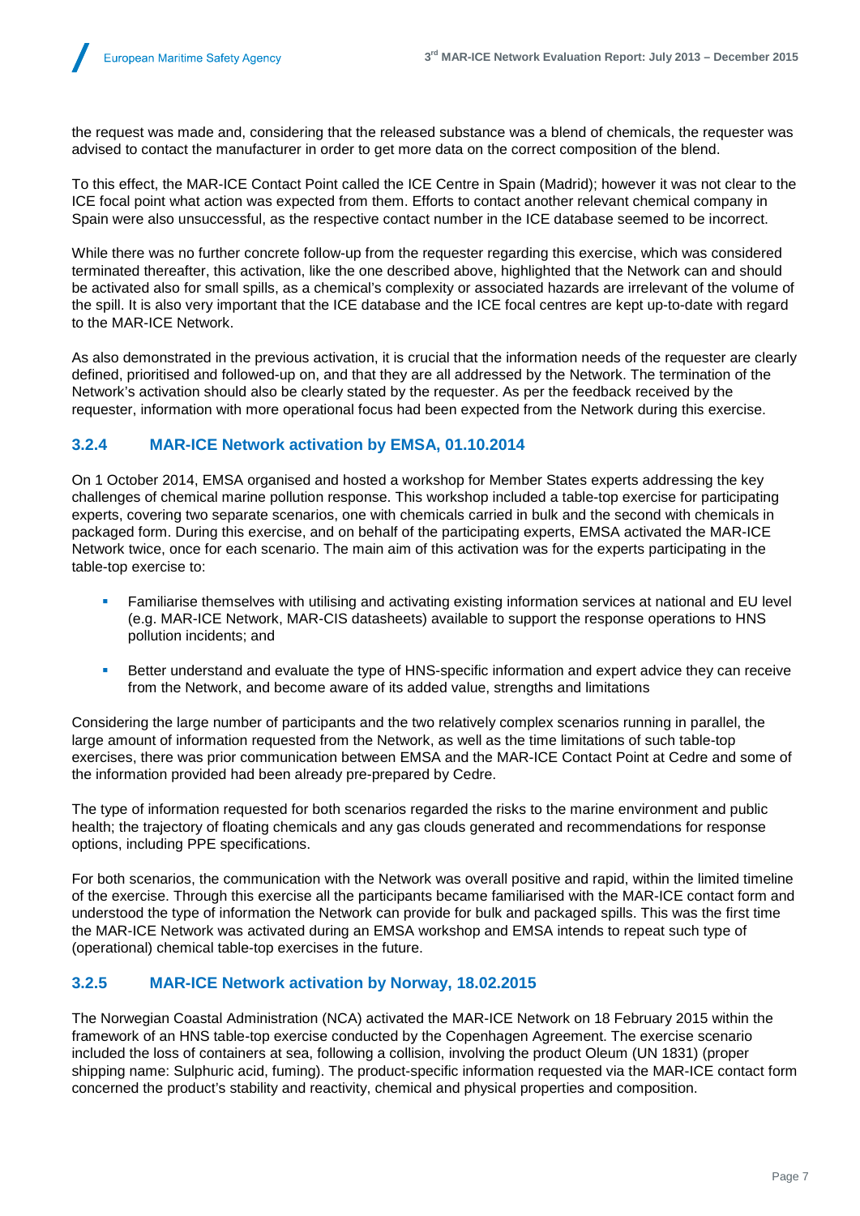the request was made and, considering that the released substance was a blend of chemicals, the requester was advised to contact the manufacturer in order to get more data on the correct composition of the blend.

To this effect, the MAR-ICE Contact Point called the ICE Centre in Spain (Madrid); however it was not clear to the ICE focal point what action was expected from them. Efforts to contact another relevant chemical company in Spain were also unsuccessful, as the respective contact number in the ICE database seemed to be incorrect.

While there was no further concrete follow-up from the requester regarding this exercise, which was considered terminated thereafter, this activation, like the one described above, highlighted that the Network can and should be activated also for small spills, as a chemical's complexity or associated hazards are irrelevant of the volume of the spill. It is also very important that the ICE database and the ICE focal centres are kept up-to-date with regard to the MAR-ICE Network.

As also demonstrated in the previous activation, it is crucial that the information needs of the requester are clearly defined, prioritised and followed-up on, and that they are all addressed by the Network. The termination of the Network's activation should also be clearly stated by the requester. As per the feedback received by the requester, information with more operational focus had been expected from the Network during this exercise.

### 3.2.4 MAR-ICE Network activation by EMSA, 01.10.2014

On 1 October 2014, EMSA organised and hosted a workshop for Member States experts addressing the key challenges of chemical marine pollution response. This workshop included a table-top exercise for participating experts, covering two separate scenarios, one with chemicals carried in bulk and the second with chemicals in packaged form. During this exercise, and on behalf of the participating experts, EMSA activated the MAR-ICE Network twice, once for each scenario. The main aim of this activation was for the experts participating in the table-top exercise to:

- Familiarise themselves with utilising and activating existing information services at national and EU level (e.g. MAR-ICE Network, MAR-CIS datasheets) available to support the response operations to HNS pollution incidents; and
- Better understand and evaluate the type of HNS-specific information and expert advice they can receive from the Network, and become aware of its added value, strengths and limitations

Considering the large number of participants and the two relatively complex scenarios running in parallel, the large amount of information requested from the Network, as well as the time limitations of such table-top exercises, there was prior communication between EMSA and the MAR-ICE Contact Point at Cedre and some of the information provided had been already pre-prepared by Cedre.

The type of information requested for both scenarios regarded the risks to the marine environment and public health; the trajectory of floating chemicals and any gas clouds generated and recommendations for response options, including PPE specifications.

For both scenarios, the communication with the Network was overall positive and rapid, within the limited timeline of the exercise. Through this exercise all the participants became familiarised with the MAR-ICE contact form and understood the type of information the Network can provide for bulk and packaged spills. This was the first time the MAR-ICE Network was activated during an EMSA workshop and EMSA intends to repeat such type of (operational) chemical table-top exercises in the future.

### 3.2.5 MAR-ICE Network activation by Norway, 18.02.2015

The Norwegian Coastal Administration (NCA) activated the MAR-ICE Network on 18 February 2015 within the framework of an HNS table-top exercise conducted by the Copenhagen Agreement. The exercise scenario included the loss of containers at sea, following a collision, involving the product Oleum (UN 1831) (proper shipping name: Sulphuric acid, fuming). The product-specific information requested via the MAR-ICE contact form concerned the product's stability and reactivity, chemical and physical properties and composition.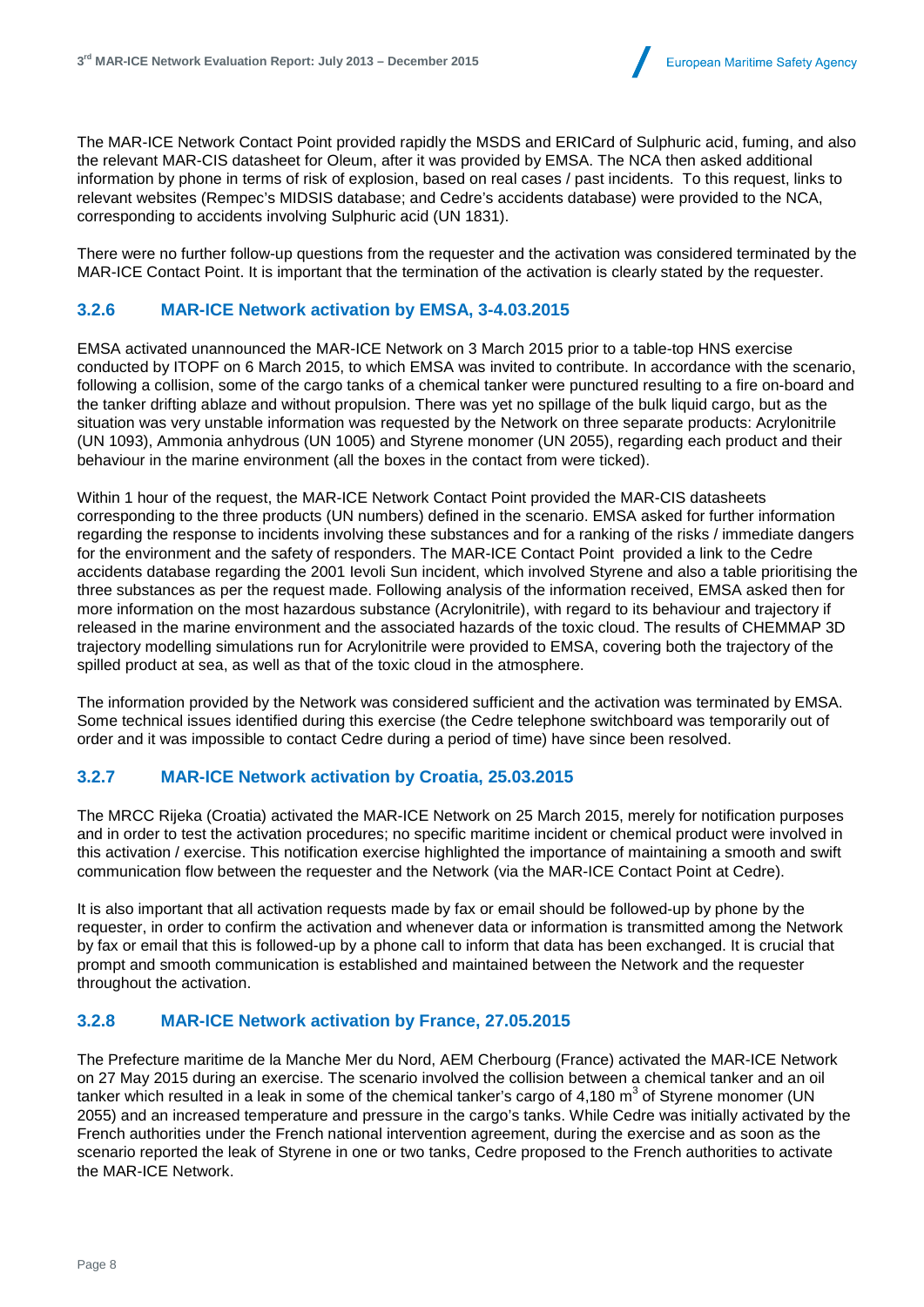The MAR-ICE Network Contact Point provided rapidly the MSDS and ERICard of Sulphuric acid, fuming, and also the relevant MAR-CIS datasheet for Oleum, after it was provided by EMSA. The NCA then asked additional information by phone in terms of risk of explosion, based on real cases / past incidents. To this request, links to relevant websites (Rempec's MIDSIS database; and Cedre's accidents database) were provided to the NCA, corresponding to accidents involving Sulphuric acid (UN 1831).

There were no further follow-up questions from the requester and the activation was considered terminated by the MAR-ICE Contact Point. It is important that the termination of the activation is clearly stated by the requester.

### 3.2.6 MAR-ICE Network activation by EMSA, 3-4.03.2015

EMSA activated unannounced the MAR-ICE Network on 3 March 2015 prior to a table-top HNS exercise conducted by ITOPF on 6 March 2015, to which EMSA was invited to contribute. In accordance with the scenario, following a collision, some of the cargo tanks of a chemical tanker were punctured resulting to a fire on-board and the tanker drifting ablaze and without propulsion. There was yet no spillage of the bulk liquid cargo, but as the situation was very unstable information was requested by the Network on three separate products: Acrylonitrile (UN 1093), Ammonia anhydrous (UN 1005) and Styrene monomer (UN 2055), regarding each product and their behaviour in the marine environment (all the boxes in the contact from were ticked).

Within 1 hour of the request, the MAR-ICE Network Contact Point provided the MAR-CIS datasheets corresponding to the three products (UN numbers) defined in the scenario. EMSA asked for further information regarding the response to incidents involving these substances and for a ranking of the risks / immediate dangers for the environment and the safety of responders. The MAR-ICE Contact Point provided a link to the Cedre accidents database regarding the 2001 Ievoli Sun incident, which involved Styrene and also a table prioritising the three substances as per the request made. Following analysis of the information received, EMSA asked then for more information on the most hazardous substance (Acrylonitrile), with regard to its behaviour and trajectory if released in the marine environment and the associated hazards of the toxic cloud. The results of CHEMMAP 3D trajectory modelling simulations run for Acrylonitrile were provided to EMSA, covering both the trajectory of the spilled product at sea, as well as that of the toxic cloud in the atmosphere.

The information provided by the Network was considered sufficient and the activation was terminated by EMSA. Some technical issues identified during this exercise (the Cedre telephone switchboard was temporarily out of order and it was impossible to contact Cedre during a period of time) have since been resolved.

### 3.2.7 MAR-ICE Network activation by Croatia, 25.03.2015

The MRCC Rijeka (Croatia) activated the MAR-ICE Network on 25 March 2015, merely for notification purposes and in order to test the activation procedures; no specific maritime incident or chemical product were involved in this activation / exercise. This notification exercise highlighted the importance of maintaining a smooth and swift communication flow between the requester and the Network (via the MAR-ICE Contact Point at Cedre).

It is also important that all activation requests made by fax or email should be followed-up by phone by the requester, in order to confirm the activation and whenever data or information is transmitted among the Network by fax or email that this is followed-up by a phone call to inform that data has been exchanged. It is crucial that prompt and smooth communication is established and maintained between the Network and the requester throughout the activation.

### 3.2.8 MAR-ICE Network activation by France, 27.05.2015

The Prefecture maritime de la Manche Mer du Nord, AEM Cherbourg (France) activated the MAR-ICE Network on 27 May 2015 during an exercise. The scenario involved the collision between a chemical tanker and an oil tanker which resulted in a leak in some of the chemical tanker's cargo of 4,180 $m^3$ of Styrene monomer (UN 2055) and an increased temperature and pressure in the cargo's tanks. While Cedre was initially activated by the French authorities under the French national intervention agreement, during the exercise and as soon as the scenario reported the leak of Styrene in one or two tanks, Cedre proposed to the French authorities to activate the MAR-ICE Network.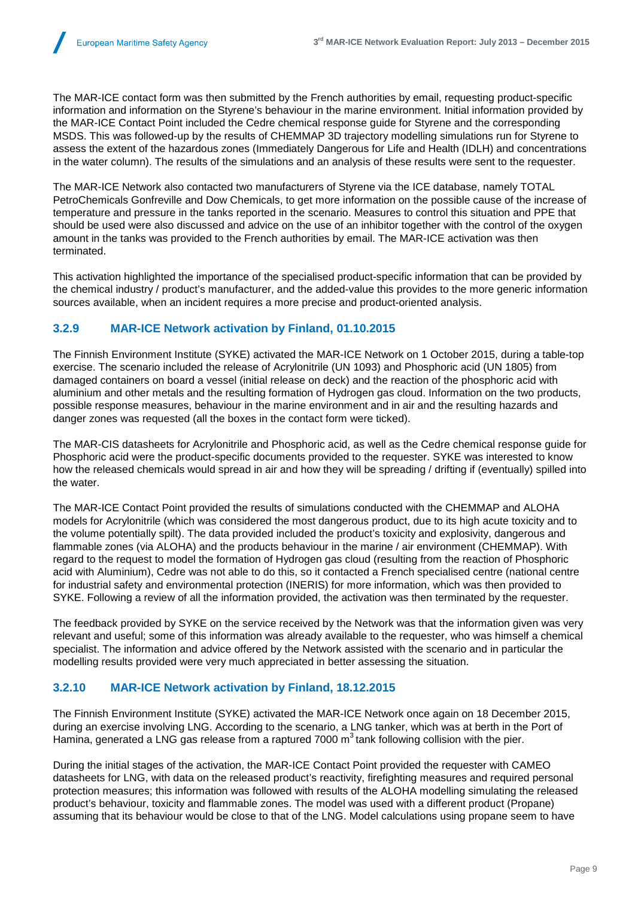The MAR-ICE contact form was then submitted by the French authorities by email, requesting product-specific information and information on the Styrene's behaviour in the marine environment. Initial information provided by the MAR-ICE Contact Point included the Cedre chemical response guide for Styrene and the corresponding MSDS. This was followed-up by the results of CHEMMAP 3D trajectory modelling simulations run for Styrene to assess the extent of the hazardous zones (Immediately Dangerous for Life and Health (IDLH) and concentrations in the water column). The results of the simulations and an analysis of these results were sent to the requester.

The MAR-ICE Network also contacted two manufacturers of Styrene via the ICE database, namely TOTAL PetroChemicals Gonfreville and Dow Chemicals, to get more information on the possible cause of the increase of temperature and pressure in the tanks reported in the scenario. Measures to control this situation and PPE that should be used were also discussed and advice on the use of an inhibitor together with the control of the oxygen amount in the tanks was provided to the French authorities by email. The MAR-ICE activation was then terminated.

This activation highlighted the importance of the specialised product-specific information that can be provided by the chemical industry / product's manufacturer, and the added-value this provides to the more generic information sources available, when an incident requires a more precise and product-oriented analysis.

### 3.2.9 MAR-ICE Network activation by Finland, 01.10.2015

The Finnish Environment Institute (SYKE) activated the MAR-ICE Network on 1 October 2015, during a table-top exercise. The scenario included the release of Acrylonitrile (UN 1093) and Phosphoric acid (UN 1805) from damaged containers on board a vessel (initial release on deck) and the reaction of the phosphoric acid with aluminium and other metals and the resulting formation of Hydrogen gas cloud. Information on the two products, possible response measures, behaviour in the marine environment and in air and the resulting hazards and danger zones was requested (all the boxes in the contact form were ticked).

The MAR-CIS datasheets for Acrylonitrile and Phosphoric acid, as well as the Cedre chemical response guide for Phosphoric acid were the product-specific documents provided to the requester. SYKE was interested to know how the released chemicals would spread in air and how they will be spreading / drifting if (eventually) spilled into the water.

The MAR-ICE Contact Point provided the results of simulations conducted with the CHEMMAP and ALOHA models for Acrylonitrile (which was considered the most dangerous product, due to its high acute toxicity and to the volume potentially spilt). The data provided included the product's toxicity and explosivity, dangerous and flammable zones (via ALOHA) and the products behaviour in the marine / air environment (CHEMMAP). With regard to the request to model the formation of Hydrogen gas cloud (resulting from the reaction of Phosphoric acid with Aluminium), Cedre was not able to do this, so it contacted a French specialised centre (national centre for industrial safety and environmental protection (INERIS) for more information, which was then provided to SYKE. Following a review of all the information provided, the activation was then terminated by the requester.

The feedback provided by SYKE on the service received by the Network was that the information given was very relevant and useful; some of this information was already available to the requester, who was himself a chemical specialist. The information and advice offered by the Network assisted with the scenario and in particular the modelling results provided were very much appreciated in better assessing the situation.

### 3.2.10 MAR-ICE Network activation by Finland, 18.12.2015

The Finnish Environment Institute (SYKE) activated the MAR-ICE Network once again on 18 December 2015, during an exercise involving LNG. According to the scenario, a LNG tanker, which was at berth in the Port of Hamina, generated a LNG gas release from a raptured 7000 $m^3$ tank following collision with the pier.

During the initial stages of the activation, the MAR-ICE Contact Point provided the requester with CAMEO datasheets for LNG, with data on the released product's reactivity, firefighting measures and required personal protection measures; this information was followed with results of the ALOHA modelling simulating the released product's behaviour, toxicity and flammable zones. The model was used with a different product (Propane) assuming that its behaviour would be close to that of the LNG. Model calculations using propane seem to have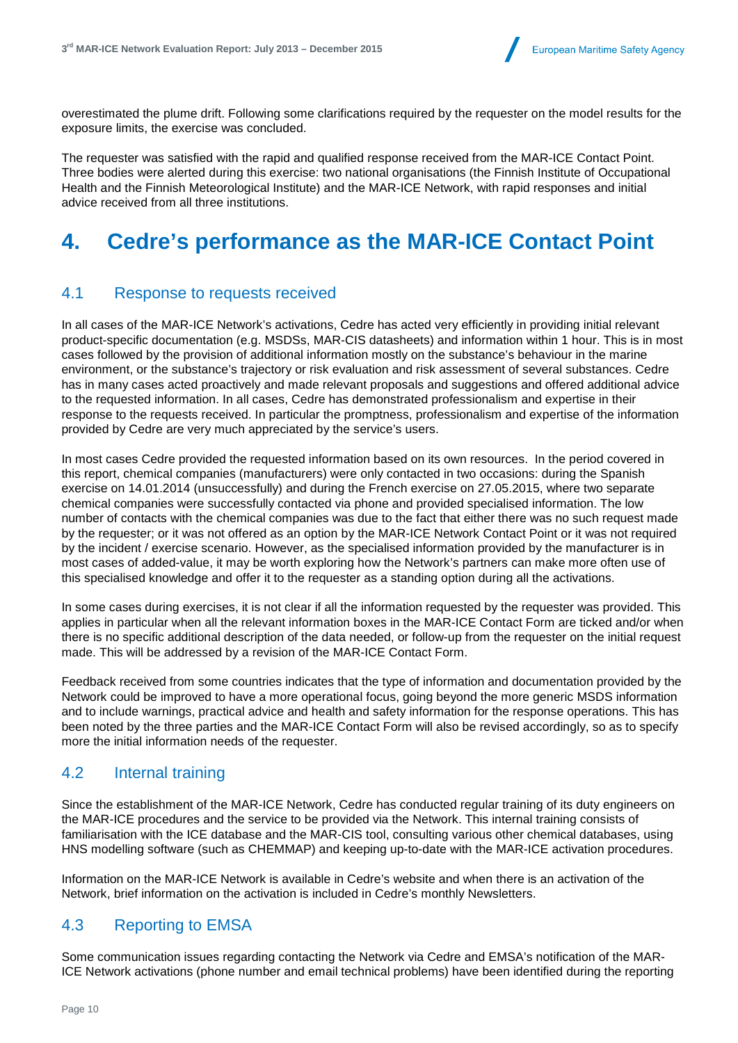overestimated the plume drift. Following some clarifications required by the requester on the model results for the exposure limits, the exercise was concluded.

The requester was satisfied with the rapid and qualified response received from the MAR-ICE Contact Point. Three bodies were alerted during this exercise: two national organisations (the Finnish Institute of Occupational Health and the Finnish Meteorological Institute) and the MAR-ICE Network, with rapid responses and initial advice received from all three institutions.

# 4. Cedre's performance as the MAR-ICE Contact Point

## 4.1 Response to requests received

In all cases of the MAR-ICE Network's activations, Cedre has acted very efficiently in providing initial relevant product-specific documentation (e.g. MSDSs, MAR-CIS datasheets) and information within 1 hour. This is in most cases followed by the provision of additional information mostly on the substance's behaviour in the marine environment, or the substance's trajectory or risk evaluation and risk assessment of several substances. Cedre has in many cases acted proactively and made relevant proposals and suggestions and offered additional advice to the requested information. In all cases, Cedre has demonstrated professionalism and expertise in their response to the requests received. In particular the promptness, professionalism and expertise of the information provided by Cedre are very much appreciated by the service's users.

In most cases Cedre provided the requested information based on its own resources. In the period covered in this report, chemical companies (manufacturers) were only contacted in two occasions: during the Spanish exercise on 14.01.2014 (unsuccessfully) and during the French exercise on 27.05.2015, where two separate chemical companies were successfully contacted via phone and provided specialised information. The low number of contacts with the chemical companies was due to the fact that either there was no such request made by the requester; or it was not offered as an option by the MAR-ICE Network Contact Point or it was not required by the incident / exercise scenario. However, as the specialised information provided by the manufacturer is in most cases of added-value, it may be worth exploring how the Network's partners can make more often use of this specialised knowledge and offer it to the requester as a standing option during all the activations.

In some cases during exercises, it is not clear if all the information requested by the requester was provided. This applies in particular when all the relevant information boxes in the MAR-ICE Contact Form are ticked and/or when there is no specific additional description of the data needed, or follow-up from the requester on the initial request made. This will be addressed by a revision of the MAR-ICE Contact Form.

Feedback received from some countries indicates that the type of information and documentation provided by the Network could be improved to have a more operational focus, going beyond the more generic MSDS information and to include warnings, practical advice and health and safety information for the response operations. This has been noted by the three parties and the MAR-ICE Contact Form will also be revised accordingly, so as to specify more the initial information needs of the requester.

## 4.2 Internal training

Since the establishment of the MAR-ICE Network, Cedre has conducted regular training of its duty engineers on the MAR-ICE procedures and the service to be provided via the Network. This internal training consists of familiarisation with the ICE database and the MAR-CIS tool, consulting various other chemical databases, using HNS modelling software (such as CHEMMAP) and keeping up-to-date with the MAR-ICE activation procedures.

Information on the MAR-ICE Network is available in Cedre's website and when there is an activation of the Network, brief information on the activation is included in Cedre's monthly Newsletters.

## 4.3 Reporting to EMSA

Some communication issues regarding contacting the Network via Cedre and EMSA's notification of the MAR-ICE Network activations (phone number and email technical problems) have been identified during the reporting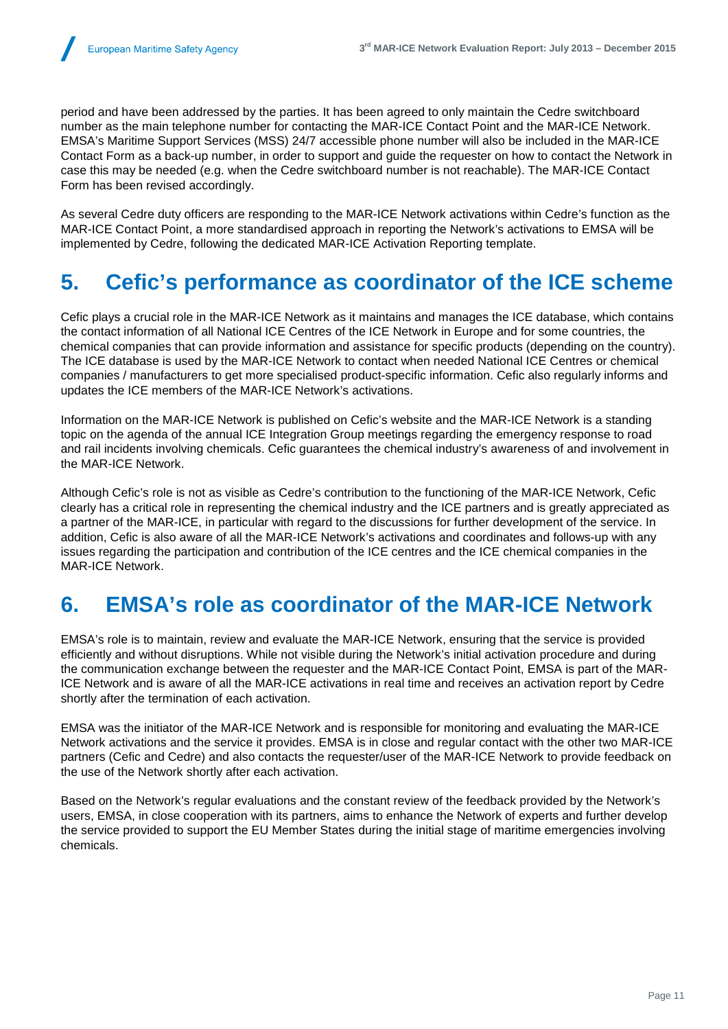period and have been addressed by the parties. It has been agreed to only maintain the Cedre switchboard number as the main telephone number for contacting the MAR-ICE Contact Point and the MAR-ICE Network. EMSA's Maritime Support Services (MSS) 24/7 accessible phone number will also be included in the MAR-ICE Contact Form as a back-up number, in order to support and guide the requester on how to contact the Network in case this may be needed (e.g. when the Cedre switchboard number is not reachable). The MAR-ICE Contact Form has been revised accordingly.

As several Cedre duty officers are responding to the MAR-ICE Network activations within Cedre's function as the MAR-ICE Contact Point, a more standardised approach in reporting the Network's activations to EMSA will be implemented by Cedre, following the dedicated MAR-ICE Activation Reporting template.

# 5. Cefic's performance as coordinator of the ICE scheme

Cefic plays a crucial role in the MAR-ICE Network as it maintains and manages the ICE database, which contains the contact information of all National ICE Centres of the ICE Network in Europe and for some countries, the chemical companies that can provide information and assistance for specific products (depending on the country). The ICE database is used by the MAR-ICE Network to contact when needed National ICE Centres or chemical companies / manufacturers to get more specialised product-specific information. Cefic also regularly informs and updates the ICE members of the MAR-ICE Network's activations.

Information on the MAR-ICE Network is published on Cefic's website and the MAR-ICE Network is a standing topic on the agenda of the annual ICE Integration Group meetings regarding the emergency response to road and rail incidents involving chemicals. Cefic guarantees the chemical industry's awareness of and involvement in the MAR-ICE Network.

Although Cefic's role is not as visible as Cedre's contribution to the functioning of the MAR-ICE Network, Cefic clearly has a critical role in representing the chemical industry and the ICE partners and is greatly appreciated as a partner of the MAR-ICE, in particular with regard to the discussions for further development of the service. In addition, Cefic is also aware of all the MAR-ICE Network's activations and coordinates and follows-up with any issues regarding the participation and contribution of the ICE centres and the ICE chemical companies in the MAR-ICE Network.

# 6. EMSA's role as coordinator of the MAR-ICE Network

EMSA's role is to maintain, review and evaluate the MAR-ICE Network, ensuring that the service is provided efficiently and without disruptions. While not visible during the Network's initial activation procedure and during the communication exchange between the requester and the MAR-ICE Contact Point, EMSA is part of the MAR-ICE Network and is aware of all the MAR-ICE activations in real time and receives an activation report by Cedre shortly after the termination of each activation.

EMSA was the initiator of the MAR-ICE Network and is responsible for monitoring and evaluating the MAR-ICE Network activations and the service it provides. EMSA is in close and regular contact with the other two MAR-ICE partners (Cefic and Cedre) and also contacts the requester/user of the MAR-ICE Network to provide feedback on the use of the Network shortly after each activation.

Based on the Network's regular evaluations and the constant review of the feedback provided by the Network's users, EMSA, in close cooperation with its partners, aims to enhance the Network of experts and further develop the service provided to support the EU Member States during the initial stage of maritime emergencies involving chemicals.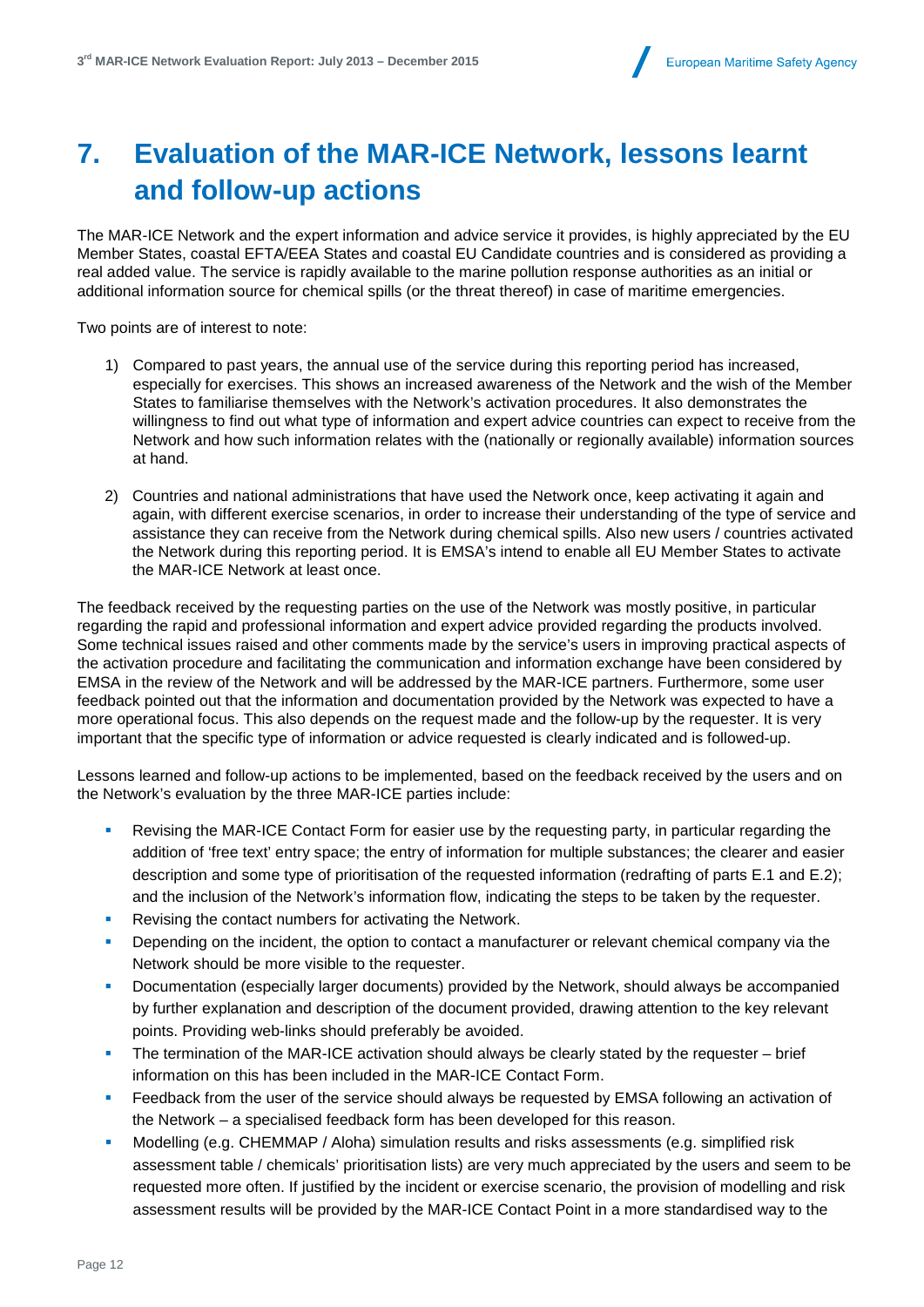# 7. Evaluation of the MAR-ICE Network, lessons learnt and follow-up actions

The MAR-ICE Network and the expert information and advice service it provides, is highly appreciated by the EU Member States, coastal EFTA/EEA States and coastal EU Candidate countries and is considered as providing a real added value. The service is rapidly available to the marine pollution response authorities as an initial or additional information source for chemical spills (or the threat thereof) in case of maritime emergencies.

Two points are of interest to note:

1) Compared to past years, the annual use of the service during this reporting period has increased, especially for exercises. This shows an increased awareness of the Network and the wish of the Member States to familiarise themselves with the Network's activation procedures. It also demonstrates the willingness to find out what type of information and expert advice countries can expect to receive from the Network and how such information relates with the (nationally or regionally available) information sources at hand.

2) Countries and national administrations that have used the Network once, keep activating it again and again, with different exercise scenarios, in order to increase their understanding of the type of service and assistance they can receive from the Network during chemical spills. Also new users / countries activated the Network during this reporting period. It is EMSA's intend to enable all EU Member States to activate the MAR-ICE Network at least once.

The feedback received by the requesting parties on the use of the Network was mostly positive, in particular regarding the rapid and professional information and expert advice provided regarding the products involved. Some technical issues raised and other comments made by the service's users in improving practical aspects of the activation procedure and facilitating the communication and information exchange have been considered by EMSA in the review of the Network and will be addressed by the MAR-ICE partners. Furthermore, some user feedback pointed out that the information and documentation provided by the Network was expected to have a more operational focus. This also depends on the request made and the follow-up by the requester. It is very important that the specific type of information or advice requested is clearly indicated and is followed-up.

Lessons learned and follow-up actions to be implemented, based on the feedback received by the users and on the Network's evaluation by the three MAR-ICE parties include:

- Revising the MAR-ICE Contact Form for easier use by the requesting party, in particular regarding the addition of 'free text' entry space; the entry of information for multiple substances; the clearer and easier description and some type of prioritisation of the requested information (redrafting of parts E.1 and E.2); and the inclusion of the Network's information flow, indicating the steps to be taken by the requester.
- Revising the contact numbers for activating the Network.
- Depending on the incident, the option to contact a manufacturer or relevant chemical company via the Network should be more visible to the requester.
- Documentation (especially larger documents) provided by the Network, should always be accompanied by further explanation and description of the document provided, drawing attention to the key relevant points. Providing web-links should preferably be avoided.
- The termination of the MAR-ICE activation should always be clearly stated by the requester – brief information on this has been included in the MAR-ICE Contact Form.
- Feedback from the user of the service should always be requested by EMSA following an activation of the Network – a specialised feedback form has been developed for this reason.
- Modelling (e.g. CHEMMAP / Aloha) simulation results and risks assessments (e.g. simplified risk assessment table / chemicals' prioritisation lists) are very much appreciated by the users and seem to be requested more often. If justified by the incident or exercise scenario, the provision of modelling and risk assessment results will be provided by the MAR-ICE Contact Point in a more standardised way to the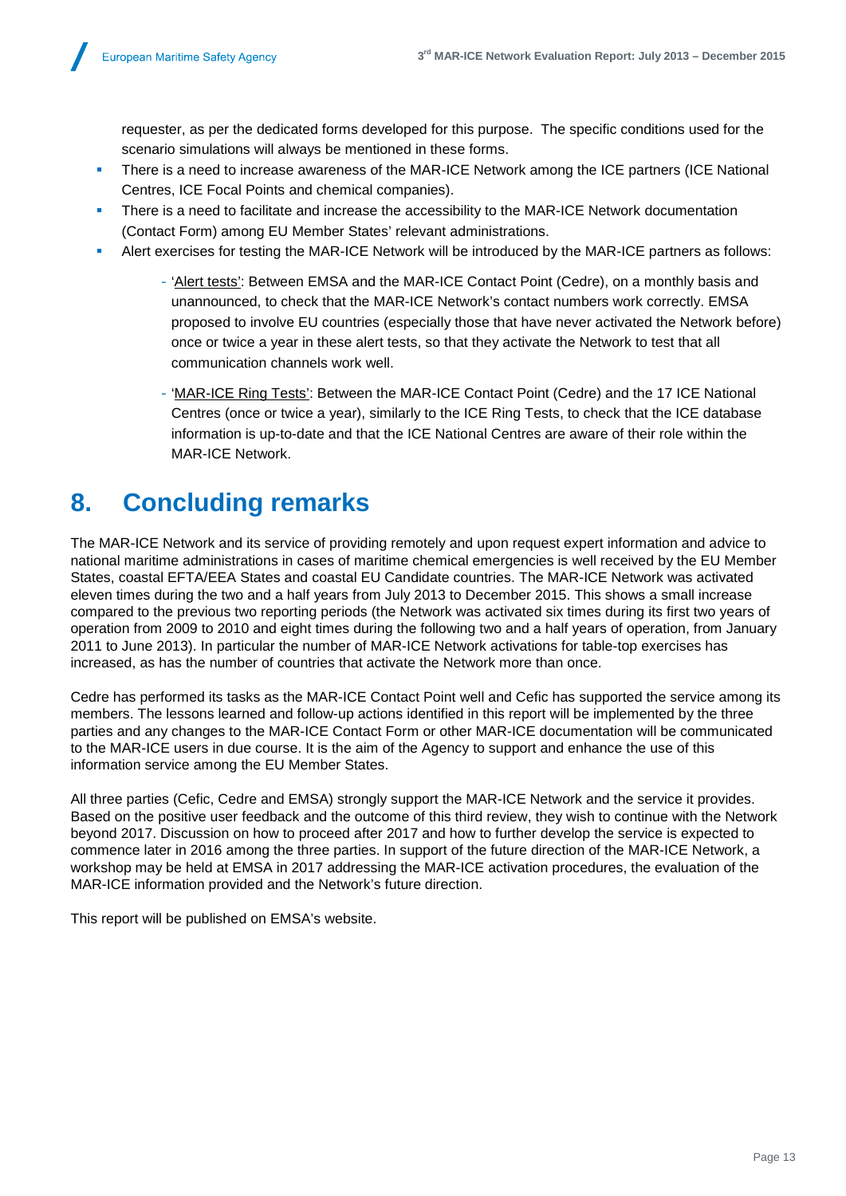requester, as per the dedicated forms developed for this purpose. The specific conditions used for the scenario simulations will always be mentioned in these forms.

- There is a need to increase awareness of the MAR-ICE Network among the ICE partners (ICE National Centres, ICE Focal Points and chemical companies).
- There is a need to facilitate and increase the accessibility to the MAR-ICE Network documentation (Contact Form) among EU Member States' relevant administrations.
- Alert exercises for testing the MAR-ICE Network will be introduced by the MAR-ICE partners as follows:
  - 'Alert tests': Between EMSA and the MAR-ICE Contact Point (Cedre), on a monthly basis and unannounced, to check that the MAR-ICE Network's contact numbers work correctly. EMSA proposed to involve EU countries (especially those that have never activated the Network before) once or twice a year in these alert tests, so that they activate the Network to test that all communication channels work well.
  - 'MAR-ICE Ring Tests': Between the MAR-ICE Contact Point (Cedre) and the 17 ICE National Centres (once or twice a year), similarly to the ICE Ring Tests, to check that the ICE database information is up-to-date and that the ICE National Centres are aware of their role within the MAR-ICE Network.

# 8. Concluding remarks

The MAR-ICE Network and its service of providing remotely and upon request expert information and advice to national maritime administrations in cases of maritime chemical emergencies is well received by the EU Member States, coastal EFTA/EEA States and coastal EU Candidate countries. The MAR-ICE Network was activated eleven times during the two and a half years from July 2013 to December 2015. This shows a small increase compared to the previous two reporting periods (the Network was activated six times during its first two years of operation from 2009 to 2010 and eight times during the following two and a half years of operation, from January 2011 to June 2013). In particular the number of MAR-ICE Network activations for table-top exercises has increased, as has the number of countries that activate the Network more than once.

Cedre has performed its tasks as the MAR-ICE Contact Point well and Cefic has supported the service among its members. The lessons learned and follow-up actions identified in this report will be implemented by the three parties and any changes to the MAR-ICE Contact Form or other MAR-ICE documentation will be communicated to the MAR-ICE users in due course. It is the aim of the Agency to support and enhance the use of this information service among the EU Member States.

All three parties (Cefic, Cedre and EMSA) strongly support the MAR-ICE Network and the service it provides. Based on the positive user feedback and the outcome of this third review, they wish to continue with the Network beyond 2017. Discussion on how to proceed after 2017 and how to further develop the service is expected to commence later in 2016 among the three parties. In support of the future direction of the MAR-ICE Network, a workshop may be held at EMSA in 2017 addressing the MAR-ICE activation procedures, the evaluation of the MAR-ICE information provided and the Network's future direction.

This report will be published on EMSA's website.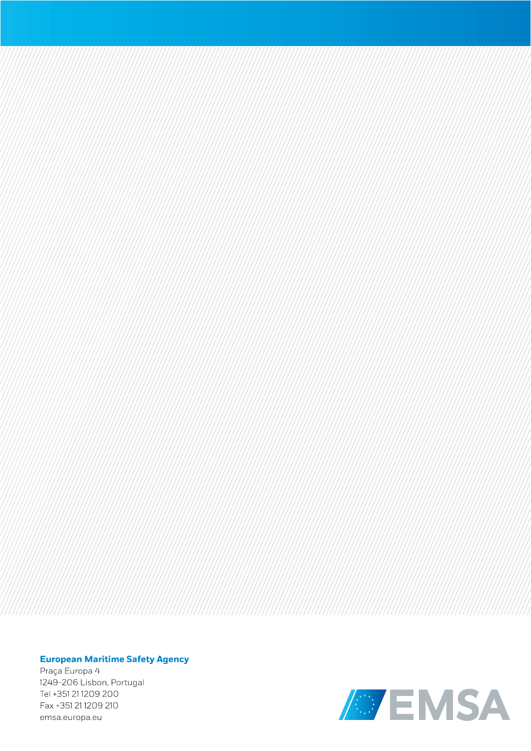**European Maritime Safety Agency**

Praça Europa 4
1249-206 Lisbon, Portugal
Tel +351 21 1209 200
Fax +351 21 1209 210
emsa.europa.eu

EMSA